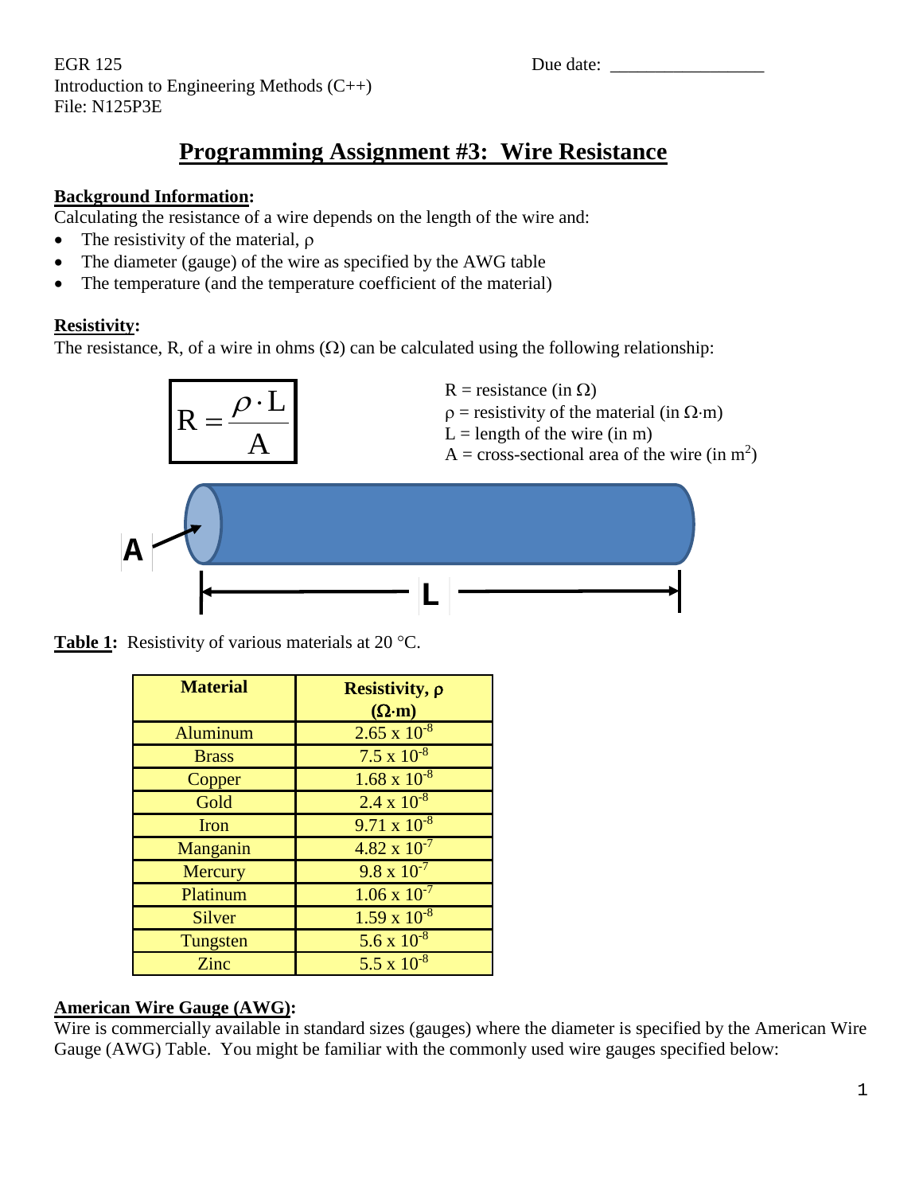EGR 125
Introduction to Engineering Methods (C++)
File: N125P3E

Due date: ________________

# Programming Assignment #3: Wire Resistance

**Background Information:**

Calculating the resistance of a wire depends on the length of the wire and:

- The resistivity of the material, ρ
- The diameter (gauge) of the wire as specified by the AWG table
- The temperature (and the temperature coefficient of the material)

**Resistivity:**

The resistance, R, of a wire in ohms (Ω) can be calculated using the following relationship:

$$R = \frac{\rho \cdot L}{A}$$

R = resistance (in Ω)
ρ = resistivity of the material (in Ω·m)
L = length of the wire (in m)
A = cross-sectional area of the wire (in $m^2$)

**Table 1:** Resistivity of various materials at 20 °C.

| Material | Resistivity, ρ (Ω·m) |
|---|---|
| Aluminum | $2.65 \times 10^{-8}$ |
| Brass | $7.5 \times 10^{-8}$ |
| Copper | $1.68 \times 10^{-8}$ |
| Gold | $2.4 \times 10^{-8}$ |
| Iron | $9.71 \times 10^{-8}$ |
| Manganin | $4.82 \times 10^{-7}$ |
| Mercury | $9.8 \times 10^{-7}$ |
| Platinum | $1.06 \times 10^{-7}$ |
| Silver | $1.59 \times 10^{-8}$ |
| Tungsten | $5.6 \times 10^{-8}$ |
| Zinc | $5.5 \times 10^{-8}$ |

**American Wire Gauge (AWG):**

Wire is commercially available in standard sizes (gauges) where the diameter is specified by the American Wire Gauge (AWG) Table. You might be familiar with the commonly used wire gauges specified below: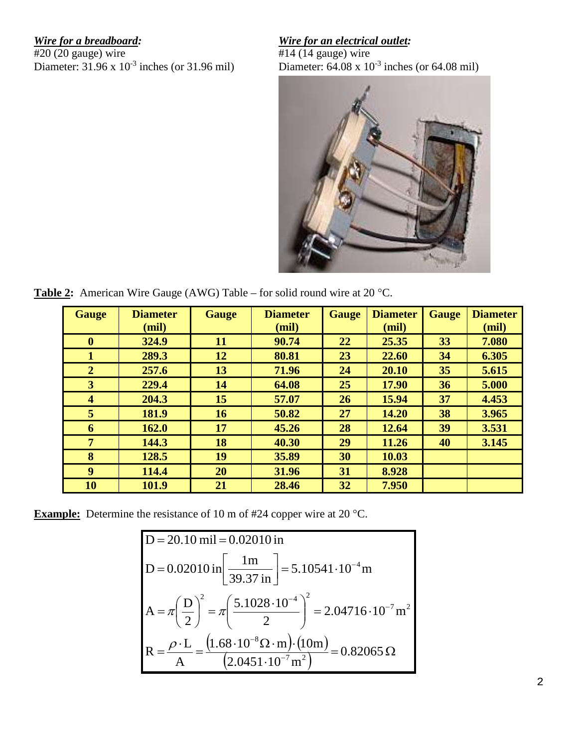***Wire for a breadboard:***
#20 (20 gauge) wire
Diameter: 31.96 x $10^{-3}$ inches (or 31.96 mil)

***Wire for an electrical outlet:***
#14 (14 gauge) wire
Diameter: 64.08 x $10^{-3}$ inches (or 64.08 mil)

**Table 2:** American Wire Gauge (AWG) Table – for solid round wire at 20 °C.

| Gauge | Diameter (mil) | Gauge | Diameter (mil) | Gauge | Diameter (mil) | Gauge | Diameter (mil) |
|---|---|---|---|---|---|---|---|
| 0 | 324.9 | 11 | 90.74 | 22 | 25.35 | 33 | 7.080 |
| 1 | 289.3 | 12 | 80.81 | 23 | 22.60 | 34 | 6.305 |
| 2 | 257.6 | 13 | 71.96 | 24 | 20.10 | 35 | 5.615 |
| 3 | 229.4 | 14 | 64.08 | 25 | 17.90 | 36 | 5.000 |
| 4 | 204.3 | 15 | 57.07 | 26 | 15.94 | 37 | 4.453 |
| 5 | 181.9 | 16 | 50.82 | 27 | 14.20 | 38 | 3.965 |
| 6 | 162.0 | 17 | 45.26 | 28 | 12.64 | 39 | 3.531 |
| 7 | 144.3 | 18 | 40.30 | 29 | 11.26 | 40 | 3.145 |
| 8 | 128.5 | 19 | 35.89 | 30 | 10.03 | | |
| 9 | 114.4 | 20 | 31.96 | 31 | 8.928 | | |
| 10 | 101.9 | 21 | 28.46 | 32 | 7.950 | | |

**Example:** Determine the resistance of 10 m of #24 copper wire at 20 °C.

$$D = 20.10\,\text{mil} = 0.02010\,\text{in}$$

$$D = 0.02010\,\text{in}\left[\frac{1\text{m}}{39.37\,\text{in}}\right] = 5.10541 \cdot 10^{-4}\text{m}$$

$$A = \pi\left(\frac{D}{2}\right)^2 = \pi\left(\frac{5.1028 \cdot 10^{-4}}{2}\right)^2 = 2.04716 \cdot 10^{-7}\text{m}^2$$

$$R = \frac{\rho \cdot L}{A} = \frac{(1.68 \cdot 10^{-8}\Omega \cdot \text{m}) \cdot (10\text{m})}{(2.0451 \cdot 10^{-7}\text{m}^2)} = 0.82065\,\Omega$$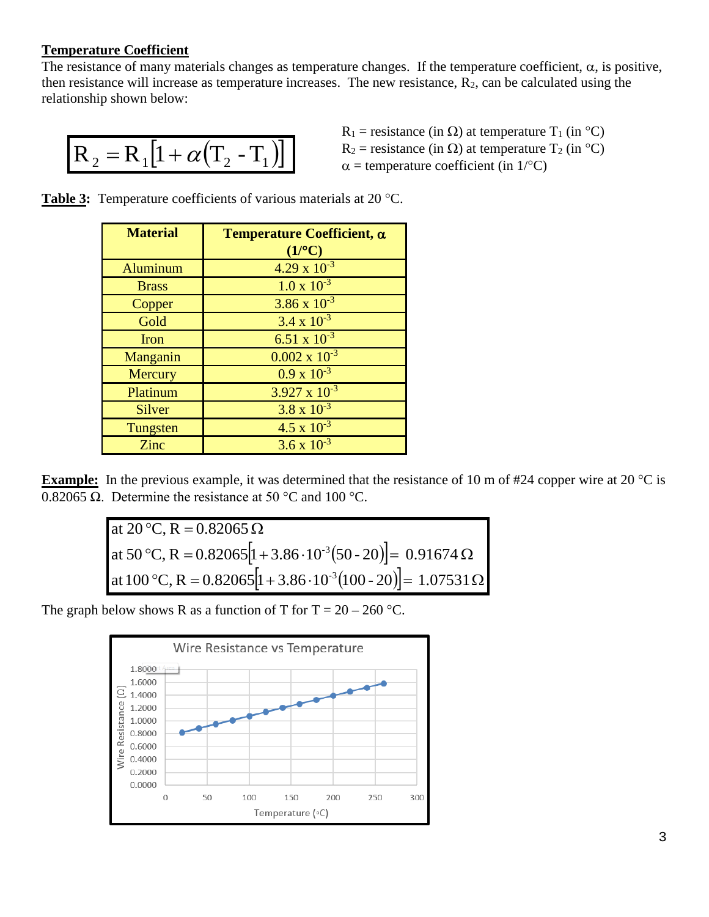## Temperature Coefficient

The resistance of many materials changes as temperature changes. If the temperature coefficient, $\alpha$, is positive, then resistance will increase as temperature increases. The new resistance, $R_2$, can be calculated using the relationship shown below:

$$R_2 = R_1\left[1 + \alpha\left(T_2 - T_1\right)\right]$$

$R_1$ = resistance (in $\Omega$) at temperature $T_1$ (in °C)
$R_2$ = resistance (in $\Omega$) at temperature $T_2$ (in °C)
$\alpha$ = temperature coefficient (in 1/°C)

**Table 3:** Temperature coefficients of various materials at 20 °C.

| Material | Temperature Coefficient, $\alpha$ (1/°C) |
|---|---|
| Aluminum | $4.29 \times 10^{-3}$ |
| Brass | $1.0 \times 10^{-3}$ |
| Copper | $3.86 \times 10^{-3}$ |
| Gold | $3.4 \times 10^{-3}$ |
| Iron | $6.51 \times 10^{-3}$ |
| Manganin | $0.002 \times 10^{-3}$ |
| Mercury | $0.9 \times 10^{-3}$ |
| Platinum | $3.927 \times 10^{-3}$ |
| Silver | $3.8 \times 10^{-3}$ |
| Tungsten | $4.5 \times 10^{-3}$ |
| Zinc | $3.6 \times 10^{-3}$ |

**Example:** In the previous example, it was determined that the resistance of 10 m of #24 copper wire at 20 °C is 0.82065 $\Omega$. Determine the resistance at 50 °C and 100 °C.

$$\begin{aligned}
&\text{at } 20\,°\text{C, } R = 0.82065\,\Omega \\
&\text{at } 50\,°\text{C, } R = 0.82065\left[1 + 3.86 \cdot 10^{-3}(50 - 20)\right] = 0.91674\,\Omega \\
&\text{at } 100\,°\text{C, } R = 0.82065\left[1 + 3.86 \cdot 10^{-3}(100 - 20)\right] = 1.07531\,\Omega
\end{aligned}$$

The graph below shows R as a function of T for T = 20 – 260 °C.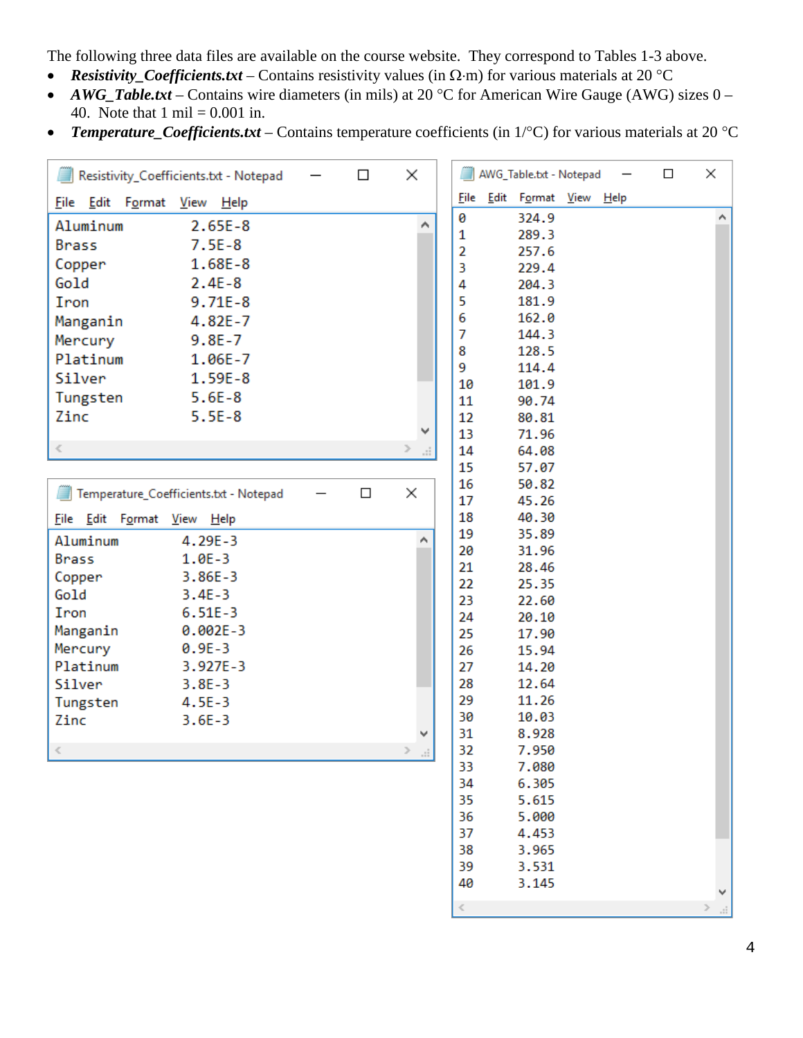The following three data files are available on the course website. They correspond to Tables 1-3 above.

- ***Resistivity_Coefficients.txt*** – Contains resistivity values (in Ω·m) for various materials at 20 °C
- ***AWG_Table.txt*** – Contains wire diameters (in mils) at 20 °C for American Wire Gauge (AWG) sizes 0 – 40. Note that 1 mil = 0.001 in.
- ***Temperature_Coefficients.txt*** – Contains temperature coefficients (in 1/°C) for various materials at 20 °C

Resistivity_Coefficients.txt - Notepad

```
Aluminum        2.65E-8
Brass           7.5E-8
Copper          1.68E-8
Gold            2.4E-8
Iron            9.71E-8
Manganin        4.82E-7
Mercury         9.8E-7
Platinum        1.06E-7
Silver          1.59E-8
Tungsten        5.6E-8
Zinc            5.5E-8
```

Temperature_Coefficients.txt - Notepad

```
Aluminum        4.29E-3
Brass           1.0E-3
Copper          3.86E-3
Gold            3.4E-3
Iron            6.51E-3
Manganin        0.002E-3
Mercury         0.9E-3
Platinum        3.927E-3
Silver          3.8E-3
Tungsten        4.5E-3
Zinc            3.6E-3
```

AWG_Table.txt - Notepad

```
0       324.9
1       289.3
2       257.6
3       229.4
4       204.3
5       181.9
6       162.0
7       144.3
8       128.5
9       114.4
10      101.9
11      90.74
12      80.81
13      71.96
14      64.08
15      57.07
16      50.82
17      45.26
18      40.30
19      35.89
20      31.96
21      28.46
22      25.35
23      22.60
24      20.10
25      17.90
26      15.94
27      14.20
28      12.64
29      11.26
30      10.03
31      8.928
32      7.950
33      7.080
34      6.305
35      5.615
36      5.000
37      4.453
38      3.965
39      3.531
40      3.145
```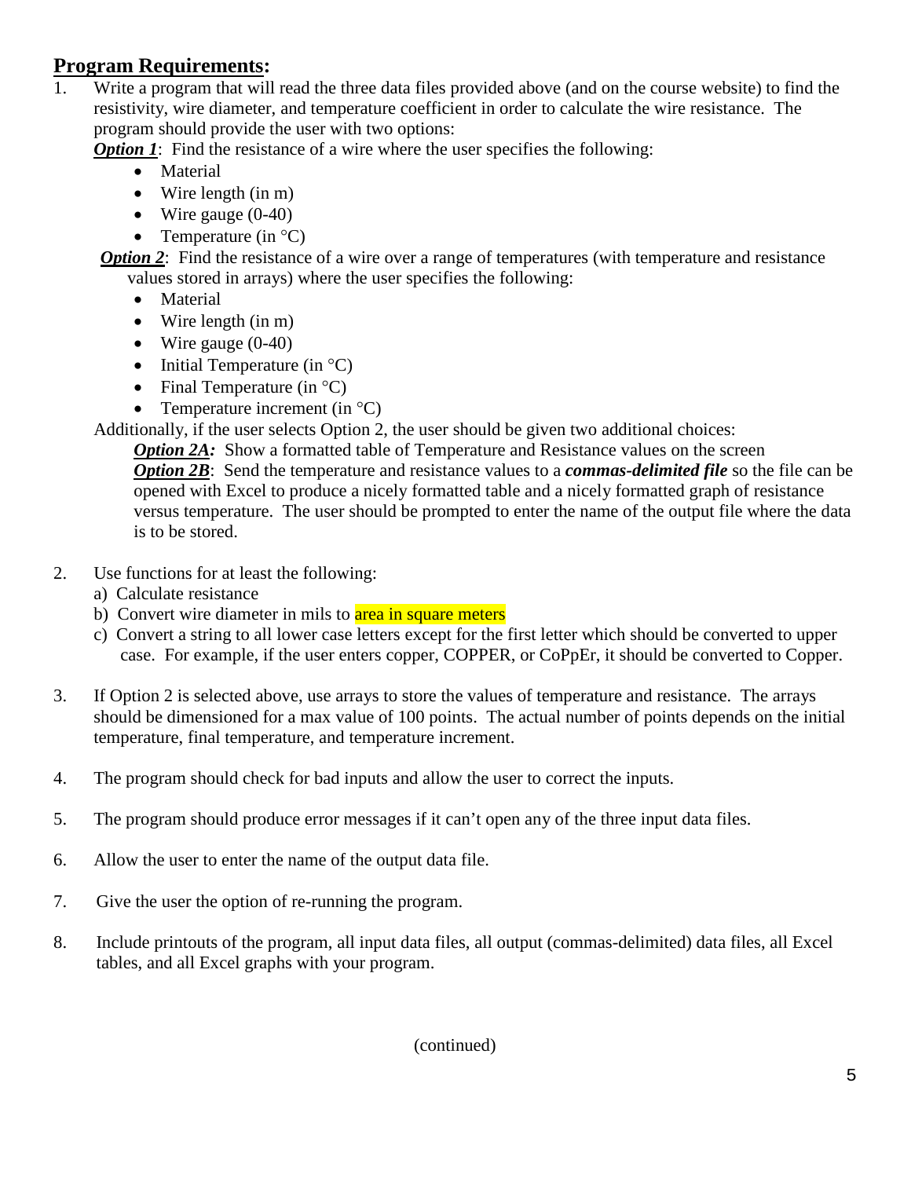## Program Requirements:

1. Write a program that will read the three data files provided above (and on the course website) to find the resistivity, wire diameter, and temperature coefficient in order to calculate the wire resistance. The program should provide the user with two options:

   ***Option 1***: Find the resistance of a wire where the user specifies the following:
   - Material
   - Wire length (in m)
   - Wire gauge (0-40)
   - Temperature (in °C)

   ***Option 2***: Find the resistance of a wire over a range of temperatures (with temperature and resistance values stored in arrays) where the user specifies the following:
   - Material
   - Wire length (in m)
   - Wire gauge (0-40)
   - Initial Temperature (in °C)
   - Final Temperature (in °C)
   - Temperature increment (in °C)

   Additionally, if the user selects Option 2, the user should be given two additional choices:

   ***Option 2A:*** Show a formatted table of Temperature and Resistance values on the screen
   ***Option 2B***: Send the temperature and resistance values to a ***commas-delimited file*** so the file can be opened with Excel to produce a nicely formatted table and a nicely formatted graph of resistance versus temperature. The user should be prompted to enter the name of the output file where the data is to be stored.

2. Use functions for at least the following:
   a) Calculate resistance
   b) Convert wire diameter in mils to area in square meters
   c) Convert a string to all lower case letters except for the first letter which should be converted to upper case. For example, if the user enters copper, COPPER, or CoPpEr, it should be converted to Copper.

3. If Option 2 is selected above, use arrays to store the values of temperature and resistance. The arrays should be dimensioned for a max value of 100 points. The actual number of points depends on the initial temperature, final temperature, and temperature increment.

4. The program should check for bad inputs and allow the user to correct the inputs.

5. The program should produce error messages if it can't open any of the three input data files.

6. Allow the user to enter the name of the output data file.

7. Give the user the option of re-running the program.

8. Include printouts of the program, all input data files, all output (commas-delimited) data files, all Excel tables, and all Excel graphs with your program.

(continued)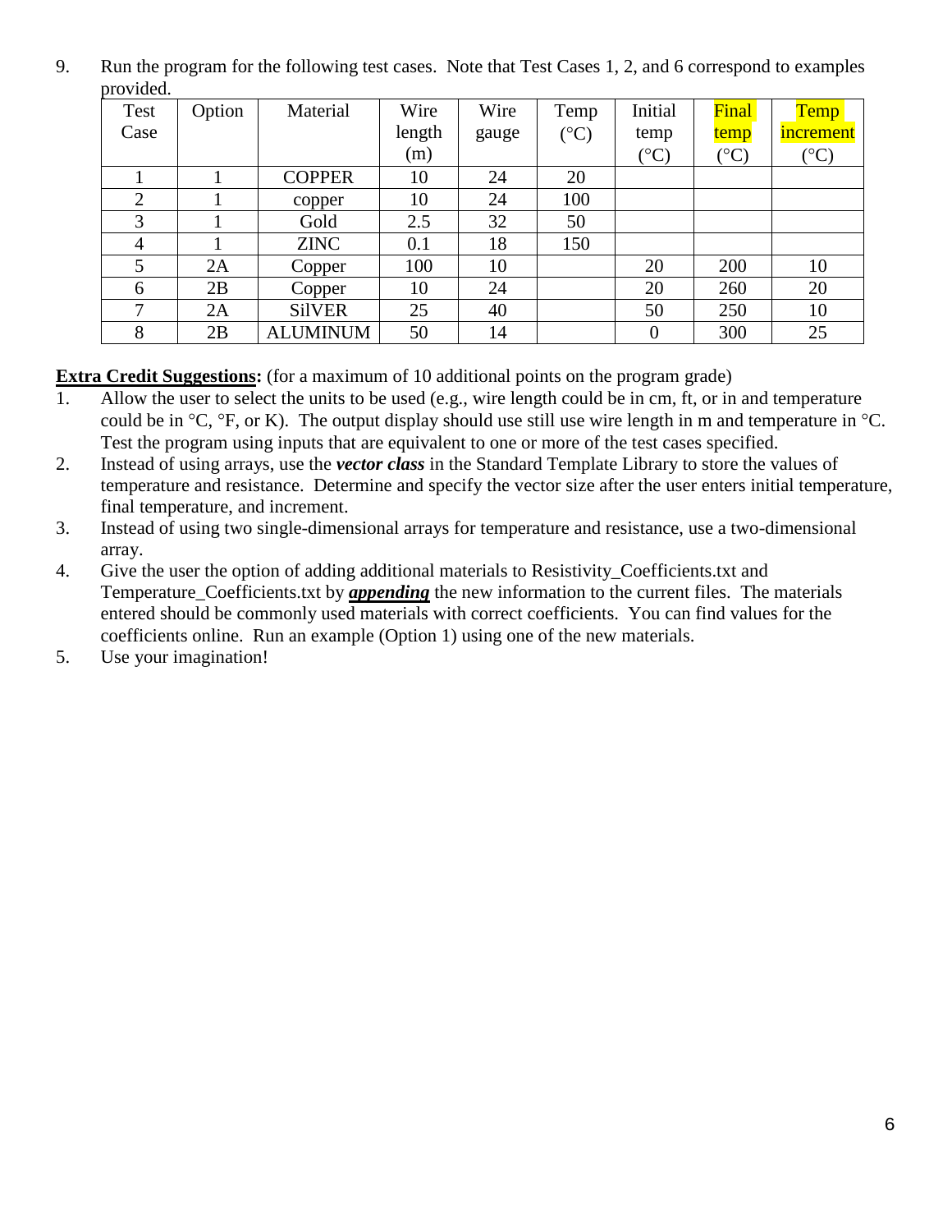9. Run the program for the following test cases. Note that Test Cases 1, 2, and 6 correspond to examples provided.

| Test Case | Option | Material | Wire length (m) | Wire gauge | Temp (°C) | Initial temp (°C) | Final temp (°C) | Temp increment (°C) |
|---|---|---|---|---|---|---|---|---|
| 1 | 1 | COPPER | 10 | 24 | 20 | | | |
| 2 | 1 | copper | 10 | 24 | 100 | | | |
| 3 | 1 | Gold | 2.5 | 32 | 50 | | | |
| 4 | 1 | ZINC | 0.1 | 18 | 150 | | | |
| 5 | 2A | Copper | 100 | 10 | | 20 | 200 | 10 |
| 6 | 2B | Copper | 10 | 24 | | 20 | 260 | 20 |
| 7 | 2A | SilVER | 25 | 40 | | 50 | 250 | 10 |
| 8 | 2B | ALUMINUM | 50 | 14 | | 0 | 300 | 25 |

**Extra Credit Suggestions:** (for a maximum of 10 additional points on the program grade)

1. Allow the user to select the units to be used (e.g., wire length could be in cm, ft, or in and temperature could be in °C, °F, or K). The output display should use still use wire length in m and temperature in °C. Test the program using inputs that are equivalent to one or more of the test cases specified.
2. Instead of using arrays, use the ***vector class*** in the Standard Template Library to store the values of temperature and resistance. Determine and specify the vector size after the user enters initial temperature, final temperature, and increment.
3. Instead of using two single-dimensional arrays for temperature and resistance, use a two-dimensional array.
4. Give the user the option of adding additional materials to Resistivity_Coefficients.txt and Temperature_Coefficients.txt by ***appending*** the new information to the current files. The materials entered should be commonly used materials with correct coefficients. You can find values for the coefficients online. Run an example (Option 1) using one of the new materials.
5. Use your imagination!